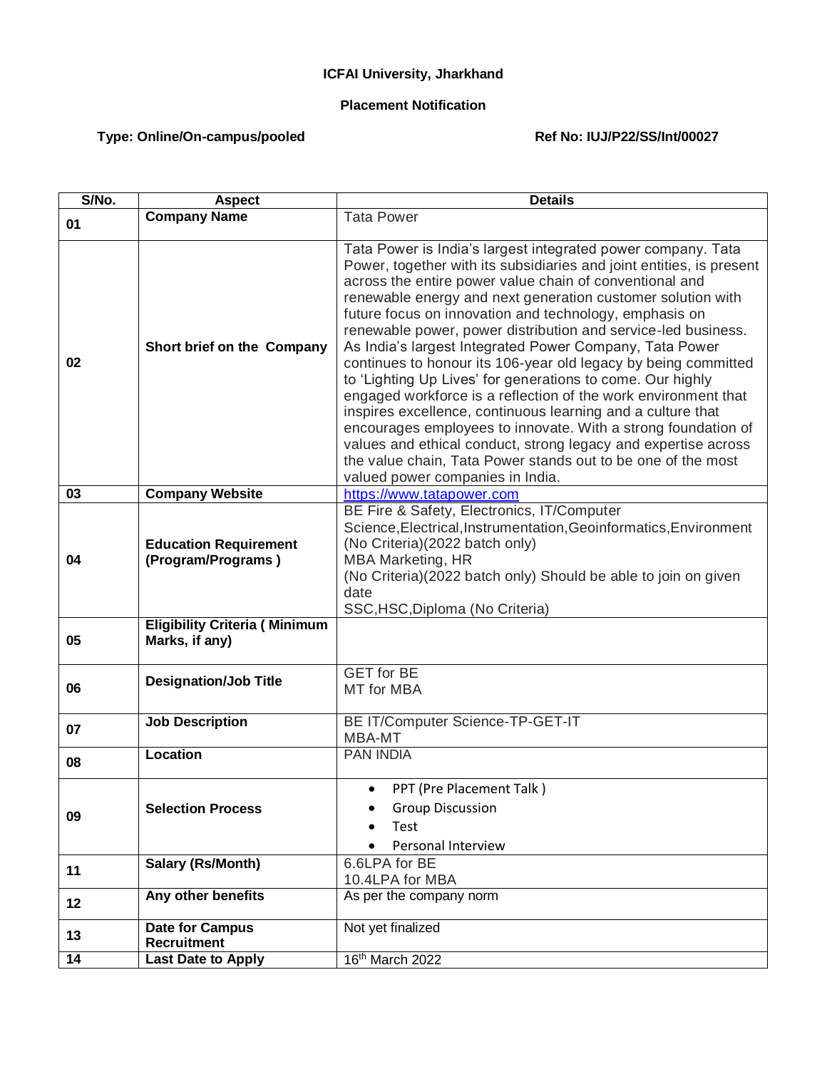**ICFAI University, Jharkhand**

**Placement Notification**

**Type: Online/On-campus/pooled** **Ref No: IUJ/P22/SS/Int/00027**

| S/No. | Aspect | Details |
|---|---|---|
| 01 | **Company Name** | Tata Power |
| 02 | **Short brief on the Company** | Tata Power is India's largest integrated power company. Tata Power, together with its subsidiaries and joint entities, is present across the entire power value chain of conventional and renewable energy and next generation customer solution with future focus on innovation and technology, emphasis on renewable power, power distribution and service-led business. As India's largest Integrated Power Company, Tata Power continues to honour its 106-year old legacy by being committed to 'Lighting Up Lives' for generations to come. Our highly engaged workforce is a reflection of the work environment that inspires excellence, continuous learning and a culture that encourages employees to innovate. With a strong foundation of values and ethical conduct, strong legacy and expertise across the value chain, Tata Power stands out to be one of the most valued power companies in India. |
| 03 | **Company Website** | [https://www.tatapower.com](https://www.tatapower.com) |
| 04 | **Education Requirement (Program/Programs )** | BE Fire & Safety, Electronics, IT/Computer Science,Electrical,Instrumentation,Geoinformatics,Environment (No Criteria)(2022 batch only)<br>MBA Marketing, HR<br>(No Criteria)(2022 batch only) Should be able to join on given date<br>SSC,HSC,Diploma (No Criteria) |
| 05 | **Eligibility Criteria ( Minimum Marks, if any)** | |
| 06 | **Designation/Job Title** | GET for BE<br>MT for MBA |
| 07 | **Job Description** | BE IT/Computer Science-TP-GET-IT<br>MBA-MT |
| 08 | **Location** | PAN INDIA |
| 09 | **Selection Process** | • PPT (Pre Placement Talk )<br>• Group Discussion<br>• Test<br>• Personal Interview |
| 11 | **Salary (Rs/Month)** | 6.6LPA for BE<br>10.4LPA for MBA |
| 12 | **Any other benefits** | As per the company norm |
| 13 | **Date for Campus Recruitment** | Not yet finalized |
| 14 | **Last Date to Apply** | 16th March 2022 |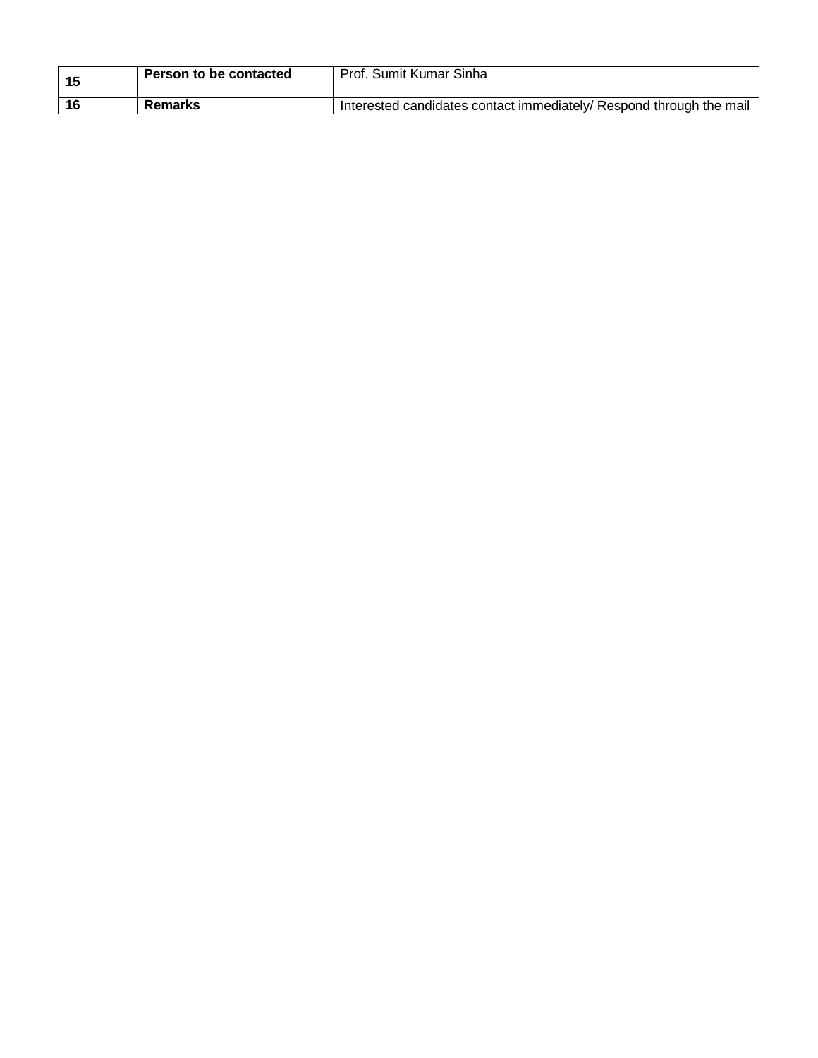| | | |
|---|---|---|
| 15 | **Person to be contacted** | Prof. Sumit Kumar Sinha |
| 16 | **Remarks** | Interested candidates contact immediately/ Respond through the mail |